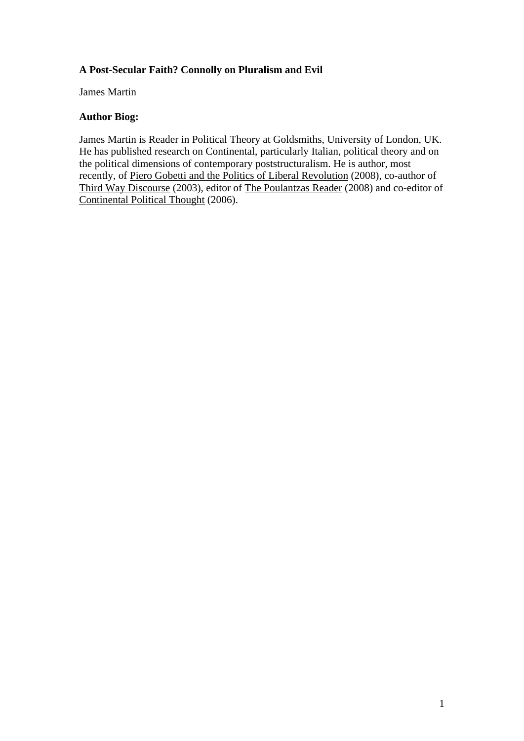**A Post-Secular Faith? Connolly on Pluralism and Evil**

James Martin

**Author Biog:**

James Martin is Reader in Political Theory at Goldsmiths, University of London, UK. He has published research on Continental, particularly Italian, political theory and on the political dimensions of contemporary poststructuralism. He is author, most recently, of Piero Gobetti and the Politics of Liberal Revolution (2008), co-author of Third Way Discourse (2003), editor of The Poulantzas Reader (2008) and co-editor of Continental Political Thought (2006).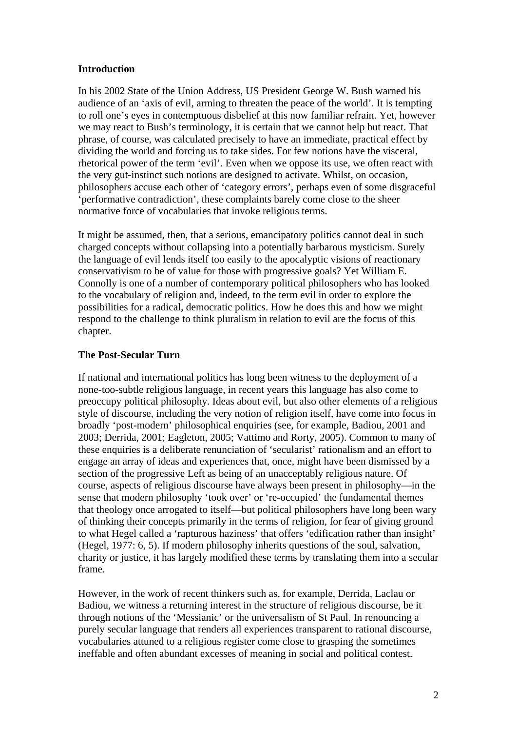## Introduction

In his 2002 State of the Union Address, US President George W. Bush warned his audience of an 'axis of evil, arming to threaten the peace of the world'. It is tempting to roll one's eyes in contemptuous disbelief at this now familiar refrain. Yet, however we may react to Bush's terminology, it is certain that we cannot help but react. That phrase, of course, was calculated precisely to have an immediate, practical effect by dividing the world and forcing us to take sides. For few notions have the visceral, rhetorical power of the term 'evil'. Even when we oppose its use, we often react with the very gut-instinct such notions are designed to activate. Whilst, on occasion, philosophers accuse each other of 'category errors', perhaps even of some disgraceful 'performative contradiction', these complaints barely come close to the sheer normative force of vocabularies that invoke religious terms.

It might be assumed, then, that a serious, emancipatory politics cannot deal in such charged concepts without collapsing into a potentially barbarous mysticism. Surely the language of evil lends itself too easily to the apocalyptic visions of reactionary conservativism to be of value for those with progressive goals? Yet William E. Connolly is one of a number of contemporary political philosophers who has looked to the vocabulary of religion and, indeed, to the term evil in order to explore the possibilities for a radical, democratic politics. How he does this and how we might respond to the challenge to think pluralism in relation to evil are the focus of this chapter.

## The Post-Secular Turn

If national and international politics has long been witness to the deployment of a none-too-subtle religious language, in recent years this language has also come to preoccupy political philosophy. Ideas about evil, but also other elements of a religious style of discourse, including the very notion of religion itself, have come into focus in broadly 'post-modern' philosophical enquiries (see, for example, Badiou, 2001 and 2003; Derrida, 2001; Eagleton, 2005; Vattimo and Rorty, 2005). Common to many of these enquiries is a deliberate renunciation of 'secularist' rationalism and an effort to engage an array of ideas and experiences that, once, might have been dismissed by a section of the progressive Left as being of an unacceptably religious nature. Of course, aspects of religious discourse have always been present in philosophy—in the sense that modern philosophy 'took over' or 're-occupied' the fundamental themes that theology once arrogated to itself—but political philosophers have long been wary of thinking their concepts primarily in the terms of religion, for fear of giving ground to what Hegel called a 'rapturous haziness' that offers 'edification rather than insight' (Hegel, 1977: 6, 5). If modern philosophy inherits questions of the soul, salvation, charity or justice, it has largely modified these terms by translating them into a secular frame.

However, in the work of recent thinkers such as, for example, Derrida, Laclau or Badiou, we witness a returning interest in the structure of religious discourse, be it through notions of the 'Messianic' or the universalism of St Paul. In renouncing a purely secular language that renders all experiences transparent to rational discourse, vocabularies attuned to a religious register come close to grasping the sometimes ineffable and often abundant excesses of meaning in social and political contest.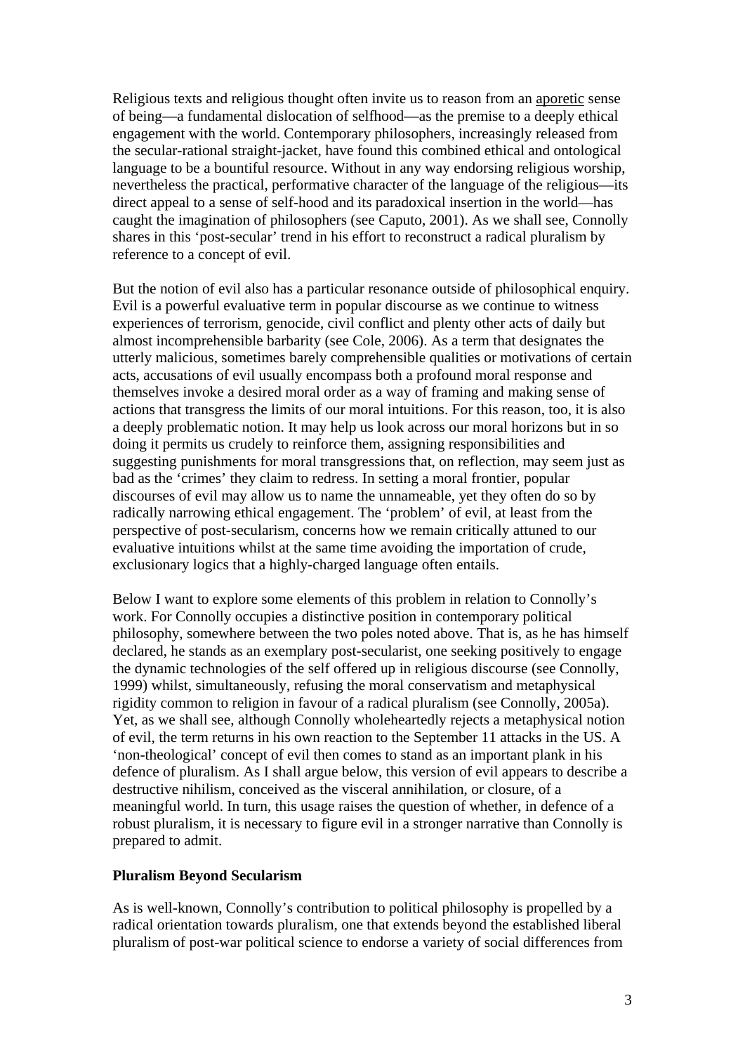Religious texts and religious thought often invite us to reason from an aporetic sense of being—a fundamental dislocation of selfhood—as the premise to a deeply ethical engagement with the world. Contemporary philosophers, increasingly released from the secular-rational straight-jacket, have found this combined ethical and ontological language to be a bountiful resource. Without in any way endorsing religious worship, nevertheless the practical, performative character of the language of the religious—its direct appeal to a sense of self-hood and its paradoxical insertion in the world—has caught the imagination of philosophers (see Caputo, 2001). As we shall see, Connolly shares in this 'post-secular' trend in his effort to reconstruct a radical pluralism by reference to a concept of evil.

But the notion of evil also has a particular resonance outside of philosophical enquiry. Evil is a powerful evaluative term in popular discourse as we continue to witness experiences of terrorism, genocide, civil conflict and plenty other acts of daily but almost incomprehensible barbarity (see Cole, 2006). As a term that designates the utterly malicious, sometimes barely comprehensible qualities or motivations of certain acts, accusations of evil usually encompass both a profound moral response and themselves invoke a desired moral order as a way of framing and making sense of actions that transgress the limits of our moral intuitions. For this reason, too, it is also a deeply problematic notion. It may help us look across our moral horizons but in so doing it permits us crudely to reinforce them, assigning responsibilities and suggesting punishments for moral transgressions that, on reflection, may seem just as bad as the 'crimes' they claim to redress. In setting a moral frontier, popular discourses of evil may allow us to name the unnameable, yet they often do so by radically narrowing ethical engagement. The 'problem' of evil, at least from the perspective of post-secularism, concerns how we remain critically attuned to our evaluative intuitions whilst at the same time avoiding the importation of crude, exclusionary logics that a highly-charged language often entails.

Below I want to explore some elements of this problem in relation to Connolly's work. For Connolly occupies a distinctive position in contemporary political philosophy, somewhere between the two poles noted above. That is, as he has himself declared, he stands as an exemplary post-secularist, one seeking positively to engage the dynamic technologies of the self offered up in religious discourse (see Connolly, 1999) whilst, simultaneously, refusing the moral conservatism and metaphysical rigidity common to religion in favour of a radical pluralism (see Connolly, 2005a). Yet, as we shall see, although Connolly wholeheartedly rejects a metaphysical notion of evil, the term returns in his own reaction to the September 11 attacks in the US. A 'non-theological' concept of evil then comes to stand as an important plank in his defence of pluralism. As I shall argue below, this version of evil appears to describe a destructive nihilism, conceived as the visceral annihilation, or closure, of a meaningful world. In turn, this usage raises the question of whether, in defence of a robust pluralism, it is necessary to figure evil in a stronger narrative than Connolly is prepared to admit.

## Pluralism Beyond Secularism

As is well-known, Connolly's contribution to political philosophy is propelled by a radical orientation towards pluralism, one that extends beyond the established liberal pluralism of post-war political science to endorse a variety of social differences from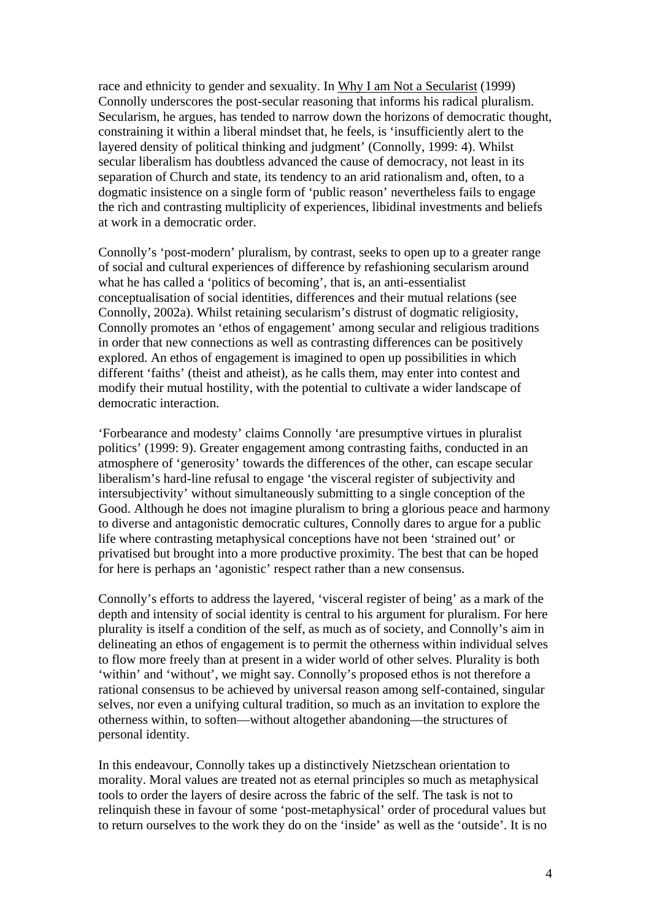race and ethnicity to gender and sexuality. In Why I am Not a Secularist (1999) Connolly underscores the post-secular reasoning that informs his radical pluralism. Secularism, he argues, has tended to narrow down the horizons of democratic thought, constraining it within a liberal mindset that, he feels, is 'insufficiently alert to the layered density of political thinking and judgment' (Connolly, 1999: 4). Whilst secular liberalism has doubtless advanced the cause of democracy, not least in its separation of Church and state, its tendency to an arid rationalism and, often, to a dogmatic insistence on a single form of 'public reason' nevertheless fails to engage the rich and contrasting multiplicity of experiences, libidinal investments and beliefs at work in a democratic order.

Connolly's 'post-modern' pluralism, by contrast, seeks to open up to a greater range of social and cultural experiences of difference by refashioning secularism around what he has called a 'politics of becoming', that is, an anti-essentialist conceptualisation of social identities, differences and their mutual relations (see Connolly, 2002a). Whilst retaining secularism's distrust of dogmatic religiosity, Connolly promotes an 'ethos of engagement' among secular and religious traditions in order that new connections as well as contrasting differences can be positively explored. An ethos of engagement is imagined to open up possibilities in which different 'faiths' (theist and atheist), as he calls them, may enter into contest and modify their mutual hostility, with the potential to cultivate a wider landscape of democratic interaction.

'Forbearance and modesty' claims Connolly 'are presumptive virtues in pluralist politics' (1999: 9). Greater engagement among contrasting faiths, conducted in an atmosphere of 'generosity' towards the differences of the other, can escape secular liberalism's hard-line refusal to engage 'the visceral register of subjectivity and intersubjectivity' without simultaneously submitting to a single conception of the Good. Although he does not imagine pluralism to bring a glorious peace and harmony to diverse and antagonistic democratic cultures, Connolly dares to argue for a public life where contrasting metaphysical conceptions have not been 'strained out' or privatised but brought into a more productive proximity. The best that can be hoped for here is perhaps an 'agonistic' respect rather than a new consensus.

Connolly's efforts to address the layered, 'visceral register of being' as a mark of the depth and intensity of social identity is central to his argument for pluralism. For here plurality is itself a condition of the self, as much as of society, and Connolly's aim in delineating an ethos of engagement is to permit the otherness within individual selves to flow more freely than at present in a wider world of other selves. Plurality is both 'within' and 'without', we might say. Connolly's proposed ethos is not therefore a rational consensus to be achieved by universal reason among self-contained, singular selves, nor even a unifying cultural tradition, so much as an invitation to explore the otherness within, to soften—without altogether abandoning—the structures of personal identity.

In this endeavour, Connolly takes up a distinctively Nietzschean orientation to morality. Moral values are treated not as eternal principles so much as metaphysical tools to order the layers of desire across the fabric of the self. The task is not to relinquish these in favour of some 'post-metaphysical' order of procedural values but to return ourselves to the work they do on the 'inside' as well as the 'outside'. It is no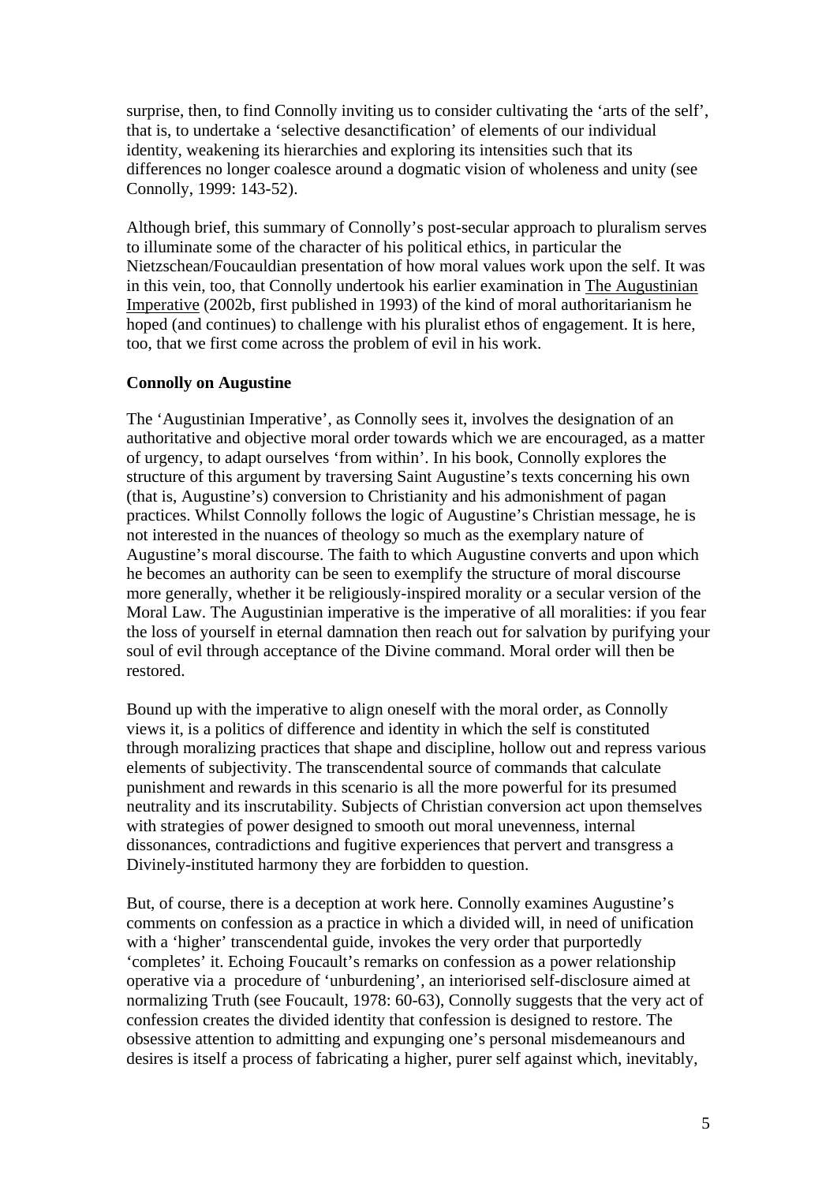surprise, then, to find Connolly inviting us to consider cultivating the 'arts of the self', that is, to undertake a 'selective desanctification' of elements of our individual identity, weakening its hierarchies and exploring its intensities such that its differences no longer coalesce around a dogmatic vision of wholeness and unity (see Connolly, 1999: 143-52).

Although brief, this summary of Connolly's post-secular approach to pluralism serves to illuminate some of the character of his political ethics, in particular the Nietzschean/Foucauldian presentation of how moral values work upon the self. It was in this vein, too, that Connolly undertook his earlier examination in The Augustinian Imperative (2002b, first published in 1993) of the kind of moral authoritarianism he hoped (and continues) to challenge with his pluralist ethos of engagement. It is here, too, that we first come across the problem of evil in his work.

**Connolly on Augustine**

The 'Augustinian Imperative', as Connolly sees it, involves the designation of an authoritative and objective moral order towards which we are encouraged, as a matter of urgency, to adapt ourselves 'from within'. In his book, Connolly explores the structure of this argument by traversing Saint Augustine's texts concerning his own (that is, Augustine's) conversion to Christianity and his admonishment of pagan practices. Whilst Connolly follows the logic of Augustine's Christian message, he is not interested in the nuances of theology so much as the exemplary nature of Augustine's moral discourse. The faith to which Augustine converts and upon which he becomes an authority can be seen to exemplify the structure of moral discourse more generally, whether it be religiously-inspired morality or a secular version of the Moral Law. The Augustinian imperative is the imperative of all moralities: if you fear the loss of yourself in eternal damnation then reach out for salvation by purifying your soul of evil through acceptance of the Divine command. Moral order will then be restored.

Bound up with the imperative to align oneself with the moral order, as Connolly views it, is a politics of difference and identity in which the self is constituted through moralizing practices that shape and discipline, hollow out and repress various elements of subjectivity. The transcendental source of commands that calculate punishment and rewards in this scenario is all the more powerful for its presumed neutrality and its inscrutability. Subjects of Christian conversion act upon themselves with strategies of power designed to smooth out moral unevenness, internal dissonances, contradictions and fugitive experiences that pervert and transgress a Divinely-instituted harmony they are forbidden to question.

But, of course, there is a deception at work here. Connolly examines Augustine's comments on confession as a practice in which a divided will, in need of unification with a 'higher' transcendental guide, invokes the very order that purportedly 'completes' it. Echoing Foucault's remarks on confession as a power relationship operative via a procedure of 'unburdening', an interiorised self-disclosure aimed at normalizing Truth (see Foucault, 1978: 60-63), Connolly suggests that the very act of confession creates the divided identity that confession is designed to restore. The obsessive attention to admitting and expunging one's personal misdemeanours and desires is itself a process of fabricating a higher, purer self against which, inevitably,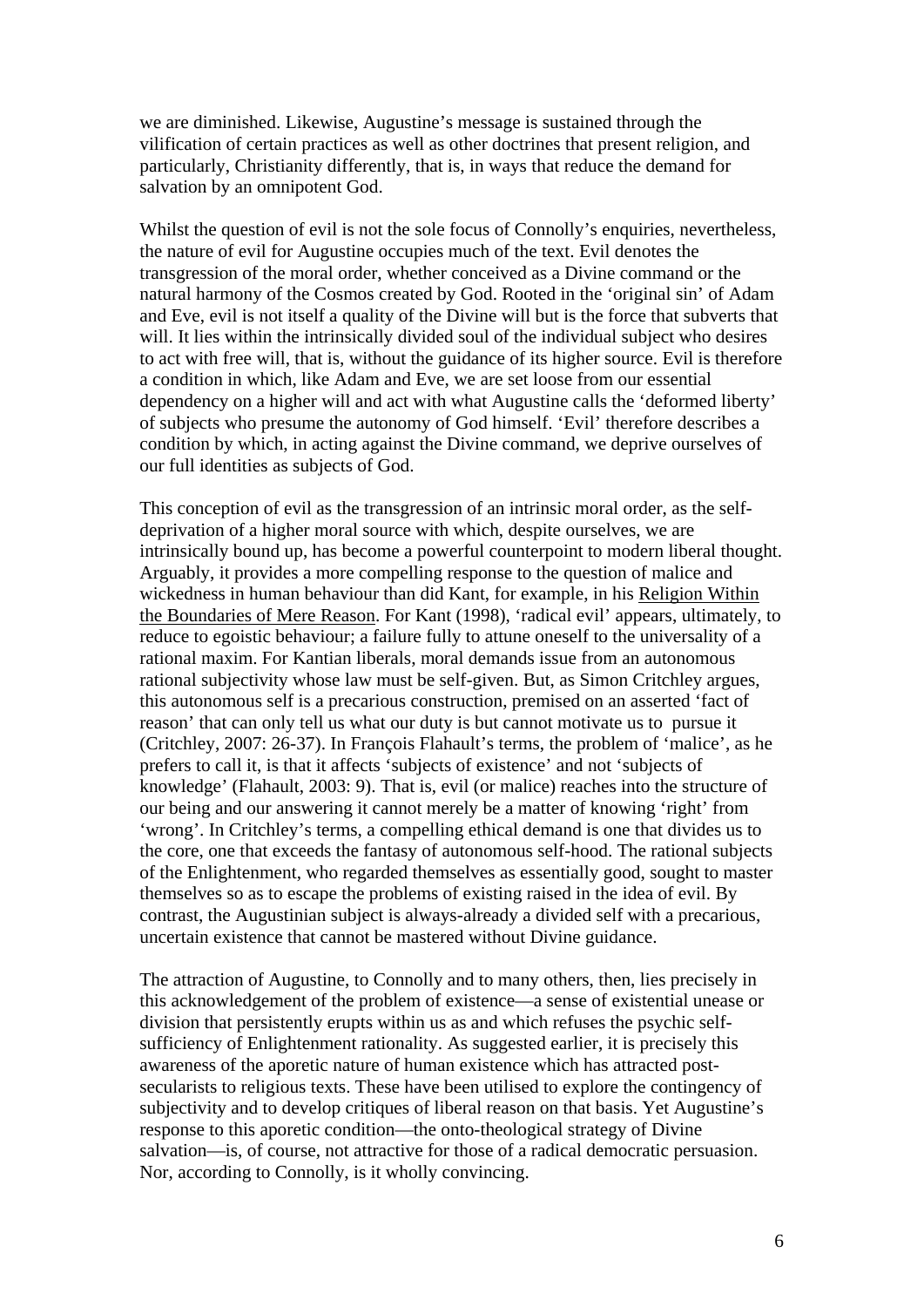we are diminished. Likewise, Augustine's message is sustained through the vilification of certain practices as well as other doctrines that present religion, and particularly, Christianity differently, that is, in ways that reduce the demand for salvation by an omnipotent God.

Whilst the question of evil is not the sole focus of Connolly's enquiries, nevertheless, the nature of evil for Augustine occupies much of the text. Evil denotes the transgression of the moral order, whether conceived as a Divine command or the natural harmony of the Cosmos created by God. Rooted in the 'original sin' of Adam and Eve, evil is not itself a quality of the Divine will but is the force that subverts that will. It lies within the intrinsically divided soul of the individual subject who desires to act with free will, that is, without the guidance of its higher source. Evil is therefore a condition in which, like Adam and Eve, we are set loose from our essential dependency on a higher will and act with what Augustine calls the 'deformed liberty' of subjects who presume the autonomy of God himself. 'Evil' therefore describes a condition by which, in acting against the Divine command, we deprive ourselves of our full identities as subjects of God.

This conception of evil as the transgression of an intrinsic moral order, as the self-deprivation of a higher moral source with which, despite ourselves, we are intrinsically bound up, has become a powerful counterpoint to modern liberal thought. Arguably, it provides a more compelling response to the question of malice and wickedness in human behaviour than did Kant, for example, in his Religion Within the Boundaries of Mere Reason. For Kant (1998), 'radical evil' appears, ultimately, to reduce to egoistic behaviour; a failure fully to attune oneself to the universality of a rational maxim. For Kantian liberals, moral demands issue from an autonomous rational subjectivity whose law must be self-given. But, as Simon Critchley argues, this autonomous self is a precarious construction, premised on an asserted 'fact of reason' that can only tell us what our duty is but cannot motivate us to pursue it (Critchley, 2007: 26-37). In François Flahault's terms, the problem of 'malice', as he prefers to call it, is that it affects 'subjects of existence' and not 'subjects of knowledge' (Flahault, 2003: 9). That is, evil (or malice) reaches into the structure of our being and our answering it cannot merely be a matter of knowing 'right' from 'wrong'. In Critchley's terms, a compelling ethical demand is one that divides us to the core, one that exceeds the fantasy of autonomous self-hood. The rational subjects of the Enlightenment, who regarded themselves as essentially good, sought to master themselves so as to escape the problems of existing raised in the idea of evil. By contrast, the Augustinian subject is always-already a divided self with a precarious, uncertain existence that cannot be mastered without Divine guidance.

The attraction of Augustine, to Connolly and to many others, then, lies precisely in this acknowledgement of the problem of existence—a sense of existential unease or division that persistently erupts within us as and which refuses the psychic self-sufficiency of Enlightenment rationality. As suggested earlier, it is precisely this awareness of the aporetic nature of human existence which has attracted post-secularists to religious texts. These have been utilised to explore the contingency of subjectivity and to develop critiques of liberal reason on that basis. Yet Augustine's response to this aporetic condition—the onto-theological strategy of Divine salvation—is, of course, not attractive for those of a radical democratic persuasion. Nor, according to Connolly, is it wholly convincing.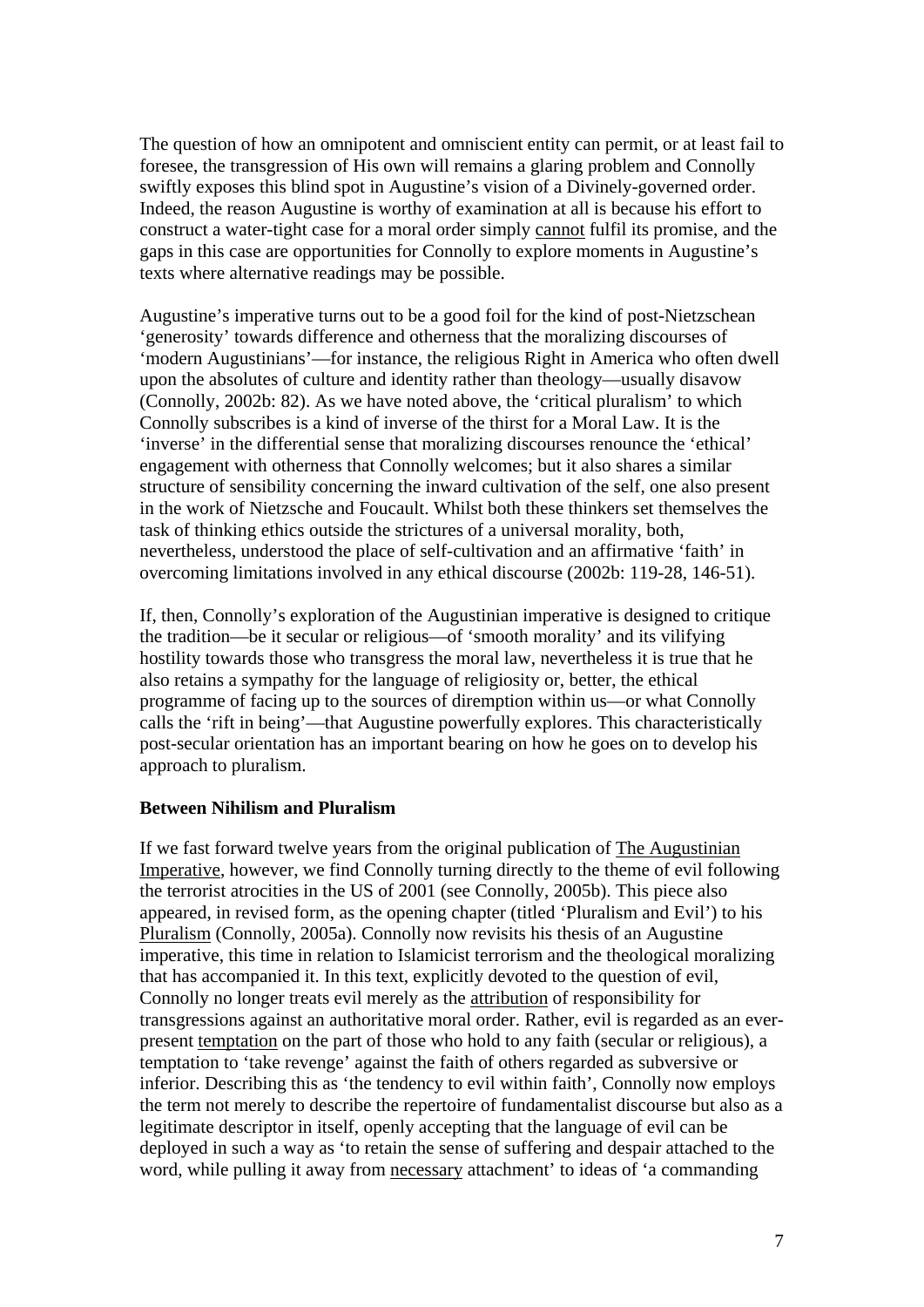The question of how an omnipotent and omniscient entity can permit, or at least fail to foresee, the transgression of His own will remains a glaring problem and Connolly swiftly exposes this blind spot in Augustine's vision of a Divinely-governed order. Indeed, the reason Augustine is worthy of examination at all is because his effort to construct a water-tight case for a moral order simply cannot fulfil its promise, and the gaps in this case are opportunities for Connolly to explore moments in Augustine's texts where alternative readings may be possible.

Augustine's imperative turns out to be a good foil for the kind of post-Nietzschean 'generosity' towards difference and otherness that the moralizing discourses of 'modern Augustinians'—for instance, the religious Right in America who often dwell upon the absolutes of culture and identity rather than theology—usually disavow (Connolly, 2002b: 82). As we have noted above, the 'critical pluralism' to which Connolly subscribes is a kind of inverse of the thirst for a Moral Law. It is the 'inverse' in the differential sense that moralizing discourses renounce the 'ethical' engagement with otherness that Connolly welcomes; but it also shares a similar structure of sensibility concerning the inward cultivation of the self, one also present in the work of Nietzsche and Foucault. Whilst both these thinkers set themselves the task of thinking ethics outside the strictures of a universal morality, both, nevertheless, understood the place of self-cultivation and an affirmative 'faith' in overcoming limitations involved in any ethical discourse (2002b: 119-28, 146-51).

If, then, Connolly's exploration of the Augustinian imperative is designed to critique the tradition—be it secular or religious—of 'smooth morality' and its vilifying hostility towards those who transgress the moral law, nevertheless it is true that he also retains a sympathy for the language of religiosity or, better, the ethical programme of facing up to the sources of diremption within us—or what Connolly calls the 'rift in being'—that Augustine powerfully explores. This characteristically post-secular orientation has an important bearing on how he goes on to develop his approach to pluralism.

**Between Nihilism and Pluralism**

If we fast forward twelve years from the original publication of The Augustinian Imperative, however, we find Connolly turning directly to the theme of evil following the terrorist atrocities in the US of 2001 (see Connolly, 2005b). This piece also appeared, in revised form, as the opening chapter (titled 'Pluralism and Evil') to his Pluralism (Connolly, 2005a). Connolly now revisits his thesis of an Augustine imperative, this time in relation to Islamicist terrorism and the theological moralizing that has accompanied it. In this text, explicitly devoted to the question of evil, Connolly no longer treats evil merely as the attribution of responsibility for transgressions against an authoritative moral order. Rather, evil is regarded as an ever-present temptation on the part of those who hold to any faith (secular or religious), a temptation to 'take revenge' against the faith of others regarded as subversive or inferior. Describing this as 'the tendency to evil within faith', Connolly now employs the term not merely to describe the repertoire of fundamentalist discourse but also as a legitimate descriptor in itself, openly accepting that the language of evil can be deployed in such a way as 'to retain the sense of suffering and despair attached to the word, while pulling it away from necessary attachment' to ideas of 'a commanding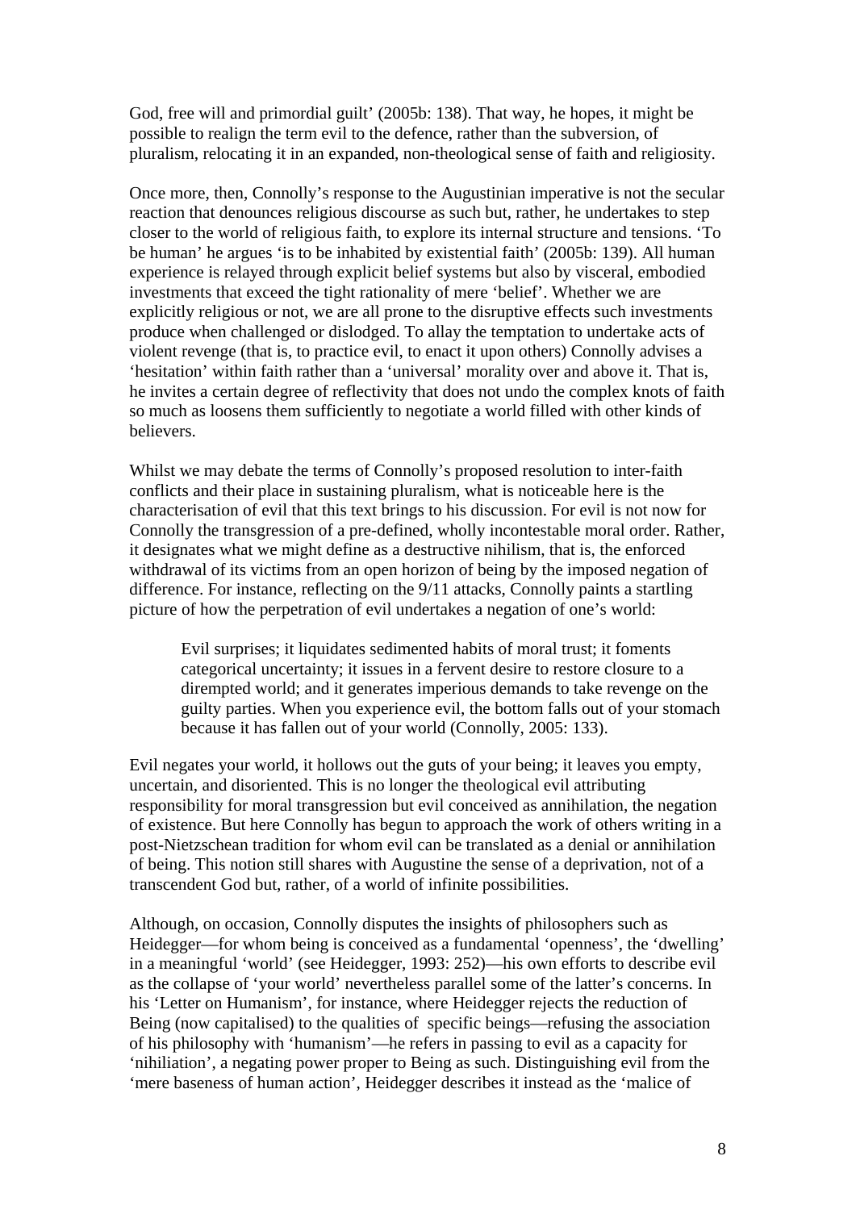God, free will and primordial guilt' (2005b: 138). That way, he hopes, it might be possible to realign the term evil to the defence, rather than the subversion, of pluralism, relocating it in an expanded, non-theological sense of faith and religiosity.

Once more, then, Connolly's response to the Augustinian imperative is not the secular reaction that denounces religious discourse as such but, rather, he undertakes to step closer to the world of religious faith, to explore its internal structure and tensions. 'To be human' he argues 'is to be inhabited by existential faith' (2005b: 139). All human experience is relayed through explicit belief systems but also by visceral, embodied investments that exceed the tight rationality of mere 'belief'. Whether we are explicitly religious or not, we are all prone to the disruptive effects such investments produce when challenged or dislodged. To allay the temptation to undertake acts of violent revenge (that is, to practice evil, to enact it upon others) Connolly advises a 'hesitation' within faith rather than a 'universal' morality over and above it. That is, he invites a certain degree of reflectivity that does not undo the complex knots of faith so much as loosens them sufficiently to negotiate a world filled with other kinds of believers.

Whilst we may debate the terms of Connolly's proposed resolution to inter-faith conflicts and their place in sustaining pluralism, what is noticeable here is the characterisation of evil that this text brings to his discussion. For evil is not now for Connolly the transgression of a pre-defined, wholly incontestable moral order. Rather, it designates what we might define as a destructive nihilism, that is, the enforced withdrawal of its victims from an open horizon of being by the imposed negation of difference. For instance, reflecting on the 9/11 attacks, Connolly paints a startling picture of how the perpetration of evil undertakes a negation of one's world:

> Evil surprises; it liquidates sedimented habits of moral trust; it foments categorical uncertainty; it issues in a fervent desire to restore closure to a dirempted world; and it generates imperious demands to take revenge on the guilty parties. When you experience evil, the bottom falls out of your stomach because it has fallen out of your world (Connolly, 2005: 133).

Evil negates your world, it hollows out the guts of your being; it leaves you empty, uncertain, and disoriented. This is no longer the theological evil attributing responsibility for moral transgression but evil conceived as annihilation, the negation of existence. But here Connolly has begun to approach the work of others writing in a post-Nietzschean tradition for whom evil can be translated as a denial or annihilation of being. This notion still shares with Augustine the sense of a deprivation, not of a transcendent God but, rather, of a world of infinite possibilities.

Although, on occasion, Connolly disputes the insights of philosophers such as Heidegger—for whom being is conceived as a fundamental 'openness', the 'dwelling' in a meaningful 'world' (see Heidegger, 1993: 252)—his own efforts to describe evil as the collapse of 'your world' nevertheless parallel some of the latter's concerns. In his 'Letter on Humanism', for instance, where Heidegger rejects the reduction of Being (now capitalised) to the qualities of specific beings—refusing the association of his philosophy with 'humanism'—he refers in passing to evil as a capacity for 'nihiliation', a negating power proper to Being as such. Distinguishing evil from the 'mere baseness of human action', Heidegger describes it instead as the 'malice of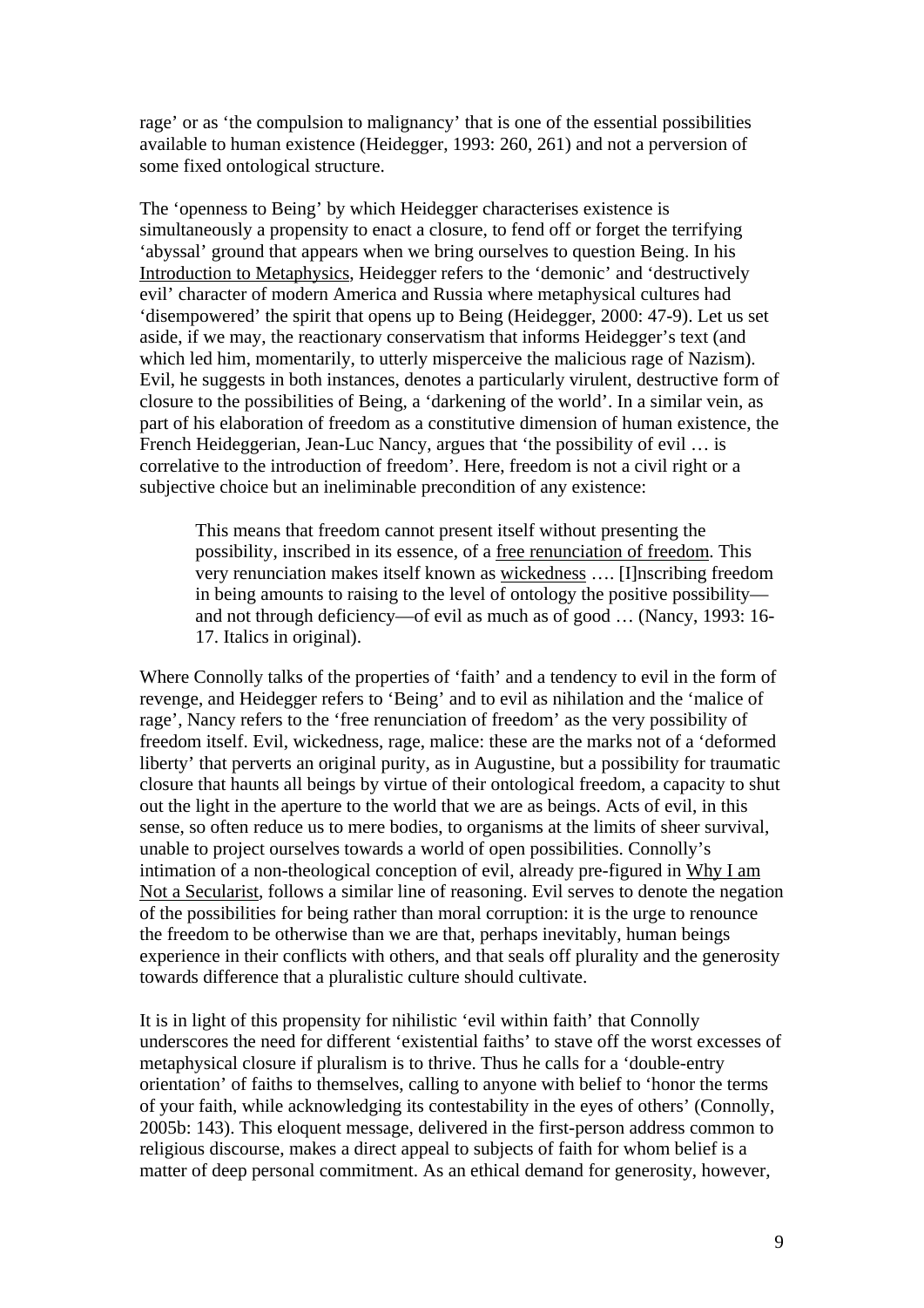rage' or as 'the compulsion to malignancy' that is one of the essential possibilities available to human existence (Heidegger, 1993: 260, 261) and not a perversion of some fixed ontological structure.

The 'openness to Being' by which Heidegger characterises existence is simultaneously a propensity to enact a closure, to fend off or forget the terrifying 'abyssal' ground that appears when we bring ourselves to question Being. In his Introduction to Metaphysics, Heidegger refers to the 'demonic' and 'destructively evil' character of modern America and Russia where metaphysical cultures had 'disempowered' the spirit that opens up to Being (Heidegger, 2000: 47-9). Let us set aside, if we may, the reactionary conservatism that informs Heidegger's text (and which led him, momentarily, to utterly misperceive the malicious rage of Nazism). Evil, he suggests in both instances, denotes a particularly virulent, destructive form of closure to the possibilities of Being, a 'darkening of the world'. In a similar vein, as part of his elaboration of freedom as a constitutive dimension of human existence, the French Heideggerian, Jean-Luc Nancy, argues that 'the possibility of evil … is correlative to the introduction of freedom'. Here, freedom is not a civil right or a subjective choice but an ineliminable precondition of any existence:

> This means that freedom cannot present itself without presenting the possibility, inscribed in its essence, of a free renunciation of freedom. This very renunciation makes itself known as wickedness …. [I]nscribing freedom in being amounts to raising to the level of ontology the positive possibility—and not through deficiency—of evil as much as of good … (Nancy, 1993: 16-17. Italics in original).

Where Connolly talks of the properties of 'faith' and a tendency to evil in the form of revenge, and Heidegger refers to 'Being' and to evil as nihilation and the 'malice of rage', Nancy refers to the 'free renunciation of freedom' as the very possibility of freedom itself. Evil, wickedness, rage, malice: these are the marks not of a 'deformed liberty' that perverts an original purity, as in Augustine, but a possibility for traumatic closure that haunts all beings by virtue of their ontological freedom, a capacity to shut out the light in the aperture to the world that we are as beings. Acts of evil, in this sense, so often reduce us to mere bodies, to organisms at the limits of sheer survival, unable to project ourselves towards a world of open possibilities. Connolly's intimation of a non-theological conception of evil, already pre-figured in Why I am Not a Secularist, follows a similar line of reasoning. Evil serves to denote the negation of the possibilities for being rather than moral corruption: it is the urge to renounce the freedom to be otherwise than we are that, perhaps inevitably, human beings experience in their conflicts with others, and that seals off plurality and the generosity towards difference that a pluralistic culture should cultivate.

It is in light of this propensity for nihilistic 'evil within faith' that Connolly underscores the need for different 'existential faiths' to stave off the worst excesses of metaphysical closure if pluralism is to thrive. Thus he calls for a 'double-entry orientation' of faiths to themselves, calling to anyone with belief to 'honor the terms of your faith, while acknowledging its contestability in the eyes of others' (Connolly, 2005b: 143). This eloquent message, delivered in the first-person address common to religious discourse, makes a direct appeal to subjects of faith for whom belief is a matter of deep personal commitment. As an ethical demand for generosity, however,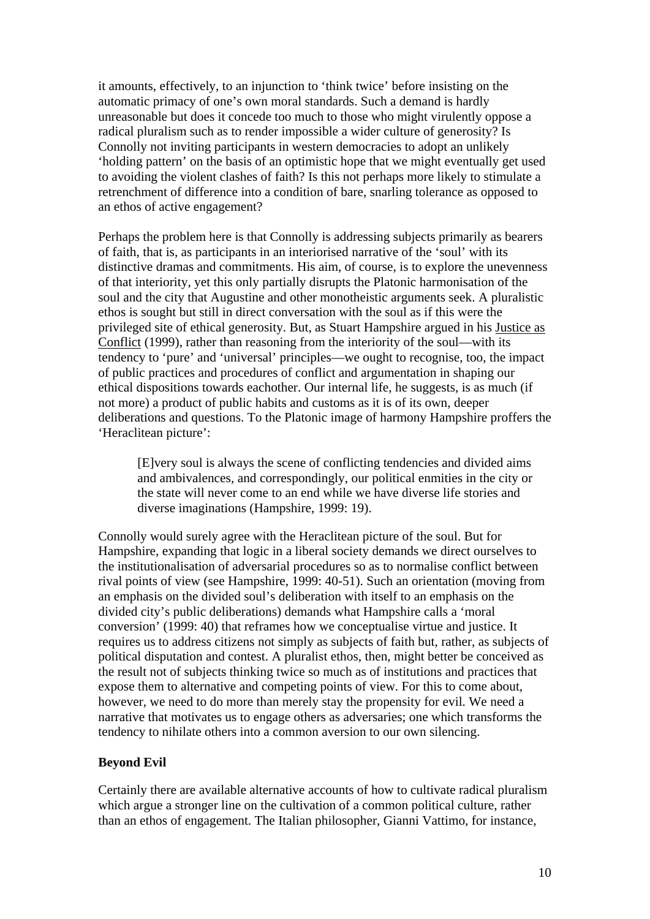it amounts, effectively, to an injunction to 'think twice' before insisting on the automatic primacy of one's own moral standards. Such a demand is hardly unreasonable but does it concede too much to those who might virulently oppose a radical pluralism such as to render impossible a wider culture of generosity? Is Connolly not inviting participants in western democracies to adopt an unlikely 'holding pattern' on the basis of an optimistic hope that we might eventually get used to avoiding the violent clashes of faith? Is this not perhaps more likely to stimulate a retrenchment of difference into a condition of bare, snarling tolerance as opposed to an ethos of active engagement?

Perhaps the problem here is that Connolly is addressing subjects primarily as bearers of faith, that is, as participants in an interiorised narrative of the 'soul' with its distinctive dramas and commitments. His aim, of course, is to explore the unevenness of that interiority, yet this only partially disrupts the Platonic harmonisation of the soul and the city that Augustine and other monotheistic arguments seek. A pluralistic ethos is sought but still in direct conversation with the soul as if this were the privileged site of ethical generosity. But, as Stuart Hampshire argued in his Justice as Conflict (1999), rather than reasoning from the interiority of the soul—with its tendency to 'pure' and 'universal' principles—we ought to recognise, too, the impact of public practices and procedures of conflict and argumentation in shaping our ethical dispositions towards eachother. Our internal life, he suggests, is as much (if not more) a product of public habits and customs as it is of its own, deeper deliberations and questions. To the Platonic image of harmony Hampshire proffers the 'Heraclitean picture':

> [E]very soul is always the scene of conflicting tendencies and divided aims and ambivalences, and correspondingly, our political enmities in the city or the state will never come to an end while we have diverse life stories and diverse imaginations (Hampshire, 1999: 19).

Connolly would surely agree with the Heraclitean picture of the soul. But for Hampshire, expanding that logic in a liberal society demands we direct ourselves to the institutionalisation of adversarial procedures so as to normalise conflict between rival points of view (see Hampshire, 1999: 40-51). Such an orientation (moving from an emphasis on the divided soul's deliberation with itself to an emphasis on the divided city's public deliberations) demands what Hampshire calls a 'moral conversion' (1999: 40) that reframes how we conceptualise virtue and justice. It requires us to address citizens not simply as subjects of faith but, rather, as subjects of political disputation and contest. A pluralist ethos, then, might better be conceived as the result not of subjects thinking twice so much as of institutions and practices that expose them to alternative and competing points of view. For this to come about, however, we need to do more than merely stay the propensity for evil. We need a narrative that motivates us to engage others as adversaries; one which transforms the tendency to nihilate others into a common aversion to our own silencing.

**Beyond Evil**

Certainly there are available alternative accounts of how to cultivate radical pluralism which argue a stronger line on the cultivation of a common political culture, rather than an ethos of engagement. The Italian philosopher, Gianni Vattimo, for instance,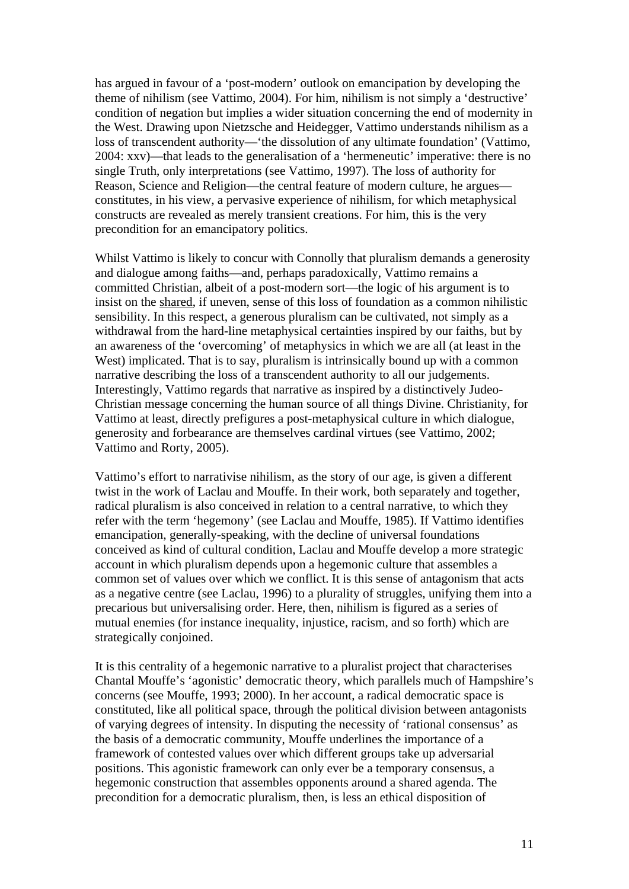has argued in favour of a 'post-modern' outlook on emancipation by developing the theme of nihilism (see Vattimo, 2004). For him, nihilism is not simply a 'destructive' condition of negation but implies a wider situation concerning the end of modernity in the West. Drawing upon Nietzsche and Heidegger, Vattimo understands nihilism as a loss of transcendent authority—'the dissolution of any ultimate foundation' (Vattimo, 2004: xxv)—that leads to the generalisation of a 'hermeneutic' imperative: there is no single Truth, only interpretations (see Vattimo, 1997). The loss of authority for Reason, Science and Religion—the central feature of modern culture, he argues—constitutes, in his view, a pervasive experience of nihilism, for which metaphysical constructs are revealed as merely transient creations. For him, this is the very precondition for an emancipatory politics.

Whilst Vattimo is likely to concur with Connolly that pluralism demands a generosity and dialogue among faiths—and, perhaps paradoxically, Vattimo remains a committed Christian, albeit of a post-modern sort—the logic of his argument is to insist on the shared, if uneven, sense of this loss of foundation as a common nihilistic sensibility. In this respect, a generous pluralism can be cultivated, not simply as a withdrawal from the hard-line metaphysical certainties inspired by our faiths, but by an awareness of the 'overcoming' of metaphysics in which we are all (at least in the West) implicated. That is to say, pluralism is intrinsically bound up with a common narrative describing the loss of a transcendent authority to all our judgements. Interestingly, Vattimo regards that narrative as inspired by a distinctively Judeo-Christian message concerning the human source of all things Divine. Christianity, for Vattimo at least, directly prefigures a post-metaphysical culture in which dialogue, generosity and forbearance are themselves cardinal virtues (see Vattimo, 2002; Vattimo and Rorty, 2005).

Vattimo's effort to narrativise nihilism, as the story of our age, is given a different twist in the work of Laclau and Mouffe. In their work, both separately and together, radical pluralism is also conceived in relation to a central narrative, to which they refer with the term 'hegemony' (see Laclau and Mouffe, 1985). If Vattimo identifies emancipation, generally-speaking, with the decline of universal foundations conceived as kind of cultural condition, Laclau and Mouffe develop a more strategic account in which pluralism depends upon a hegemonic culture that assembles a common set of values over which we conflict. It is this sense of antagonism that acts as a negative centre (see Laclau, 1996) to a plurality of struggles, unifying them into a precarious but universalising order. Here, then, nihilism is figured as a series of mutual enemies (for instance inequality, injustice, racism, and so forth) which are strategically conjoined.

It is this centrality of a hegemonic narrative to a pluralist project that characterises Chantal Mouffe's 'agonistic' democratic theory, which parallels much of Hampshire's concerns (see Mouffe, 1993; 2000). In her account, a radical democratic space is constituted, like all political space, through the political division between antagonists of varying degrees of intensity. In disputing the necessity of 'rational consensus' as the basis of a democratic community, Mouffe underlines the importance of a framework of contested values over which different groups take up adversarial positions. This agonistic framework can only ever be a temporary consensus, a hegemonic construction that assembles opponents around a shared agenda. The precondition for a democratic pluralism, then, is less an ethical disposition of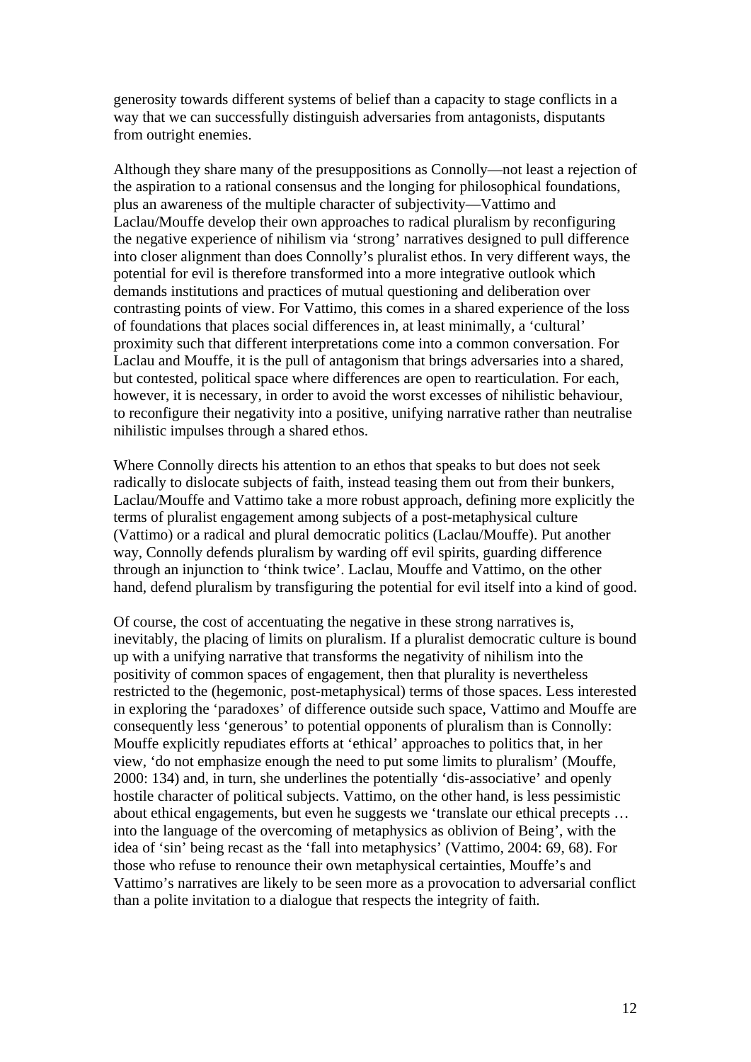generosity towards different systems of belief than a capacity to stage conflicts in a way that we can successfully distinguish adversaries from antagonists, disputants from outright enemies.

Although they share many of the presuppositions as Connolly—not least a rejection of the aspiration to a rational consensus and the longing for philosophical foundations, plus an awareness of the multiple character of subjectivity—Vattimo and Laclau/Mouffe develop their own approaches to radical pluralism by reconfiguring the negative experience of nihilism via 'strong' narratives designed to pull difference into closer alignment than does Connolly's pluralist ethos. In very different ways, the potential for evil is therefore transformed into a more integrative outlook which demands institutions and practices of mutual questioning and deliberation over contrasting points of view. For Vattimo, this comes in a shared experience of the loss of foundations that places social differences in, at least minimally, a 'cultural' proximity such that different interpretations come into a common conversation. For Laclau and Mouffe, it is the pull of antagonism that brings adversaries into a shared, but contested, political space where differences are open to rearticulation. For each, however, it is necessary, in order to avoid the worst excesses of nihilistic behaviour, to reconfigure their negativity into a positive, unifying narrative rather than neutralise nihilistic impulses through a shared ethos.

Where Connolly directs his attention to an ethos that speaks to but does not seek radically to dislocate subjects of faith, instead teasing them out from their bunkers, Laclau/Mouffe and Vattimo take a more robust approach, defining more explicitly the terms of pluralist engagement among subjects of a post-metaphysical culture (Vattimo) or a radical and plural democratic politics (Laclau/Mouffe). Put another way, Connolly defends pluralism by warding off evil spirits, guarding difference through an injunction to 'think twice'. Laclau, Mouffe and Vattimo, on the other hand, defend pluralism by transfiguring the potential for evil itself into a kind of good.

Of course, the cost of accentuating the negative in these strong narratives is, inevitably, the placing of limits on pluralism. If a pluralist democratic culture is bound up with a unifying narrative that transforms the negativity of nihilism into the positivity of common spaces of engagement, then that plurality is nevertheless restricted to the (hegemonic, post-metaphysical) terms of those spaces. Less interested in exploring the 'paradoxes' of difference outside such space, Vattimo and Mouffe are consequently less 'generous' to potential opponents of pluralism than is Connolly: Mouffe explicitly repudiates efforts at 'ethical' approaches to politics that, in her view, 'do not emphasize enough the need to put some limits to pluralism' (Mouffe, 2000: 134) and, in turn, she underlines the potentially 'dis-associative' and openly hostile character of political subjects. Vattimo, on the other hand, is less pessimistic about ethical engagements, but even he suggests we 'translate our ethical precepts … into the language of the overcoming of metaphysics as oblivion of Being', with the idea of 'sin' being recast as the 'fall into metaphysics' (Vattimo, 2004: 69, 68). For those who refuse to renounce their own metaphysical certainties, Mouffe's and Vattimo's narratives are likely to be seen more as a provocation to adversarial conflict than a polite invitation to a dialogue that respects the integrity of faith.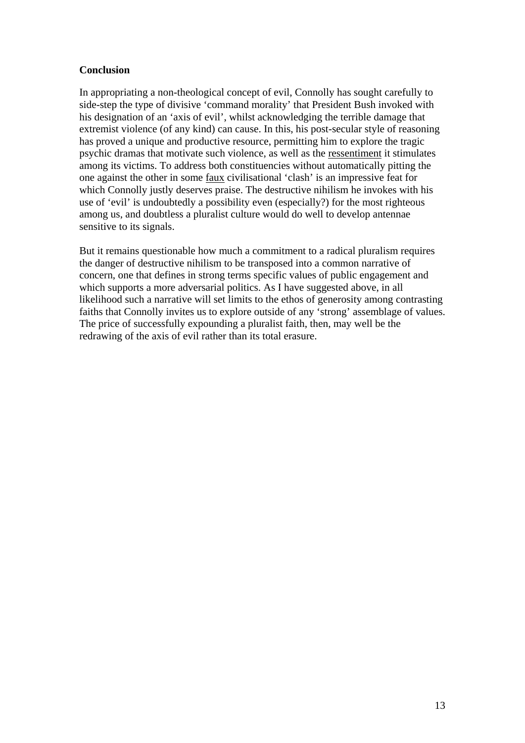**Conclusion**

In appropriating a non-theological concept of evil, Connolly has sought carefully to side-step the type of divisive 'command morality' that President Bush invoked with his designation of an 'axis of evil', whilst acknowledging the terrible damage that extremist violence (of any kind) can cause. In this, his post-secular style of reasoning has proved a unique and productive resource, permitting him to explore the tragic psychic dramas that motivate such violence, as well as the ressentiment it stimulates among its victims. To address both constituencies without automatically pitting the one against the other in some faux civilisational 'clash' is an impressive feat for which Connolly justly deserves praise. The destructive nihilism he invokes with his use of 'evil' is undoubtedly a possibility even (especially?) for the most righteous among us, and doubtless a pluralist culture would do well to develop antennae sensitive to its signals.

But it remains questionable how much a commitment to a radical pluralism requires the danger of destructive nihilism to be transposed into a common narrative of concern, one that defines in strong terms specific values of public engagement and which supports a more adversarial politics. As I have suggested above, in all likelihood such a narrative will set limits to the ethos of generosity among contrasting faiths that Connolly invites us to explore outside of any 'strong' assemblage of values. The price of successfully expounding a pluralist faith, then, may well be the redrawing of the axis of evil rather than its total erasure.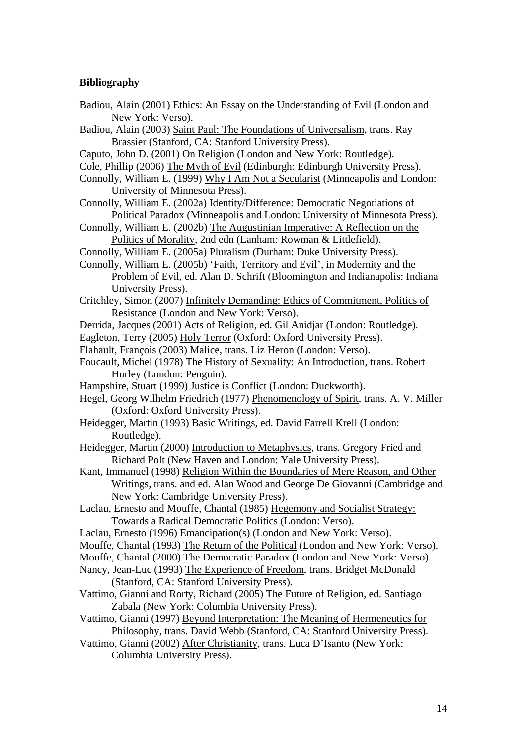**Bibliography**

Badiou, Alain (2001) Ethics: An Essay on the Understanding of Evil (London and New York: Verso).

Badiou, Alain (2003) Saint Paul: The Foundations of Universalism, trans. Ray Brassier (Stanford, CA: Stanford University Press).

Caputo, John D. (2001) On Religion (London and New York: Routledge).

Cole, Phillip (2006) The Myth of Evil (Edinburgh: Edinburgh University Press).

Connolly, William E. (1999) Why I Am Not a Secularist (Minneapolis and London: University of Minnesota Press).

Connolly, William E. (2002a) Identity/Difference: Democratic Negotiations of Political Paradox (Minneapolis and London: University of Minnesota Press).

Connolly, William E. (2002b) The Augustinian Imperative: A Reflection on the Politics of Morality, 2nd edn (Lanham: Rowman & Littlefield).

Connolly, William E. (2005a) Pluralism (Durham: Duke University Press).

Connolly, William E. (2005b) 'Faith, Territory and Evil', in Modernity and the Problem of Evil, ed. Alan D. Schrift (Bloomington and Indianapolis: Indiana University Press).

Critchley, Simon (2007) Infinitely Demanding: Ethics of Commitment, Politics of Resistance (London and New York: Verso).

Derrida, Jacques (2001) Acts of Religion, ed. Gil Anidjar (London: Routledge).

Eagleton, Terry (2005) Holy Terror (Oxford: Oxford University Press).

Flahault, François (2003) Malice, trans. Liz Heron (London: Verso).

Foucault, Michel (1978) The History of Sexuality: An Introduction, trans. Robert Hurley (London: Penguin).

Hampshire, Stuart (1999) Justice is Conflict (London: Duckworth).

Hegel, Georg Wilhelm Friedrich (1977) Phenomenology of Spirit, trans. A. V. Miller (Oxford: Oxford University Press).

Heidegger, Martin (1993) Basic Writings, ed. David Farrell Krell (London: Routledge).

Heidegger, Martin (2000) Introduction to Metaphysics, trans. Gregory Fried and Richard Polt (New Haven and London: Yale University Press).

Kant, Immanuel (1998) Religion Within the Boundaries of Mere Reason, and Other Writings, trans. and ed. Alan Wood and George De Giovanni (Cambridge and New York: Cambridge University Press).

Laclau, Ernesto and Mouffe, Chantal (1985) Hegemony and Socialist Strategy: Towards a Radical Democratic Politics (London: Verso).

Laclau, Ernesto (1996) Emancipation(s) (London and New York: Verso).

Mouffe, Chantal (1993) The Return of the Political (London and New York: Verso).

Mouffe, Chantal (2000) The Democratic Paradox (London and New York: Verso).

Nancy, Jean-Luc (1993) The Experience of Freedom, trans. Bridget McDonald (Stanford, CA: Stanford University Press).

Vattimo, Gianni and Rorty, Richard (2005) The Future of Religion, ed. Santiago Zabala (New York: Columbia University Press).

Vattimo, Gianni (1997) Beyond Interpretation: The Meaning of Hermeneutics for Philosophy, trans. David Webb (Stanford, CA: Stanford University Press).

Vattimo, Gianni (2002) After Christianity, trans. Luca D'Isanto (New York: Columbia University Press).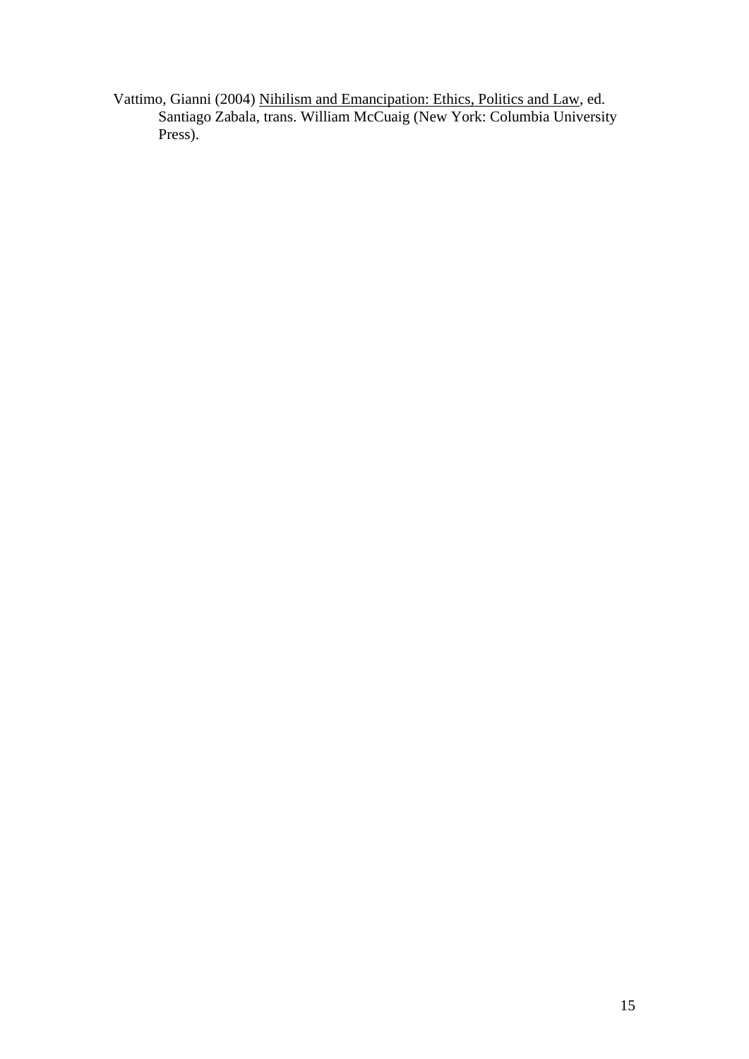Vattimo, Gianni (2004) Nihilism and Emancipation: Ethics, Politics and Law, ed. Santiago Zabala, trans. William McCuaig (New York: Columbia University Press).